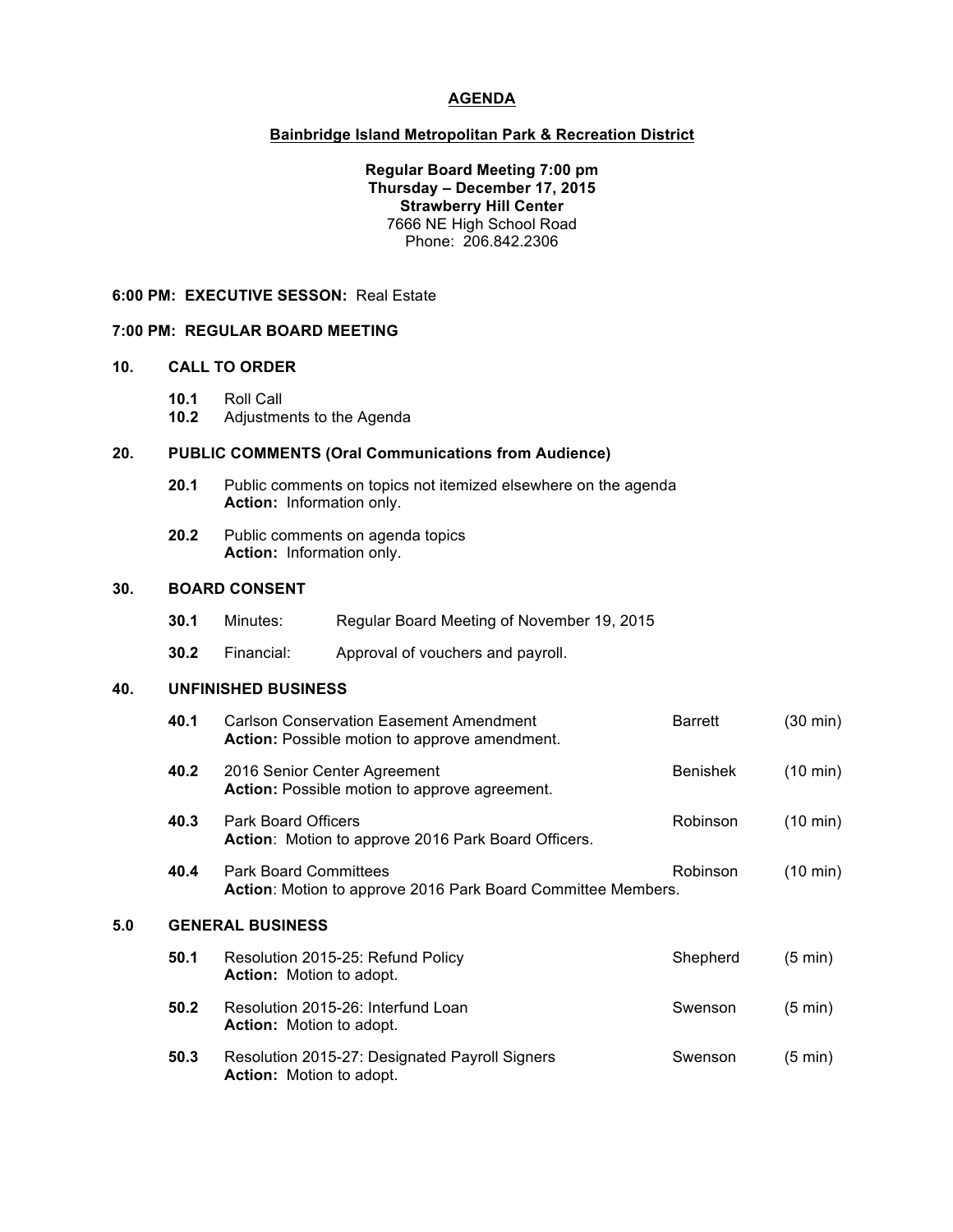# AGENDA

## Bainbridge Island Metropolitan Park & Recreation District

**Regular Board Meeting 7:00 pm**
**Thursday – December 17, 2015**
**Strawberry Hill Center**
7666 NE High School Road
Phone: 206.842.2306

**6:00 PM: EXECUTIVE SESSON:** Real Estate

**7:00 PM: REGULAR BOARD MEETING**

### 10. CALL TO ORDER

**10.1** Roll Call
**10.2** Adjustments to the Agenda

### 20. PUBLIC COMMENTS (Oral Communications from Audience)

**20.1** Public comments on topics not itemized elsewhere on the agenda
**Action:** Information only.

**20.2** Public comments on agenda topics
**Action:** Information only.

### 30. BOARD CONSENT

**30.1** Minutes: Regular Board Meeting of November 19, 2015

**30.2** Financial: Approval of vouchers and payroll.

### 40. UNFINISHED BUSINESS

| | Item | Presenter | Time |
|---|---|---|---|
| **40.1** | Carlson Conservation Easement Amendment<br>**Action:** Possible motion to approve amendment. | Barrett | (30 min) |
| **40.2** | 2016 Senior Center Agreement<br>**Action:** Possible motion to approve agreement. | Benishek | (10 min) |
| **40.3** | Park Board Officers<br>**Action**: Motion to approve 2016 Park Board Officers. | Robinson | (10 min) |
| **40.4** | Park Board Committees<br>**Action**: Motion to approve 2016 Park Board Committee Members. | Robinson | (10 min) |

### 5.0 GENERAL BUSINESS

| | Item | Presenter | Time |
|---|---|---|---|
| **50.1** | Resolution 2015-25: Refund Policy<br>**Action:** Motion to adopt. | Shepherd | (5 min) |
| **50.2** | Resolution 2015-26: Interfund Loan<br>**Action:** Motion to adopt. | Swenson | (5 min) |
| **50.3** | Resolution 2015-27: Designated Payroll Signers<br>**Action:** Motion to adopt. | Swenson | (5 min) |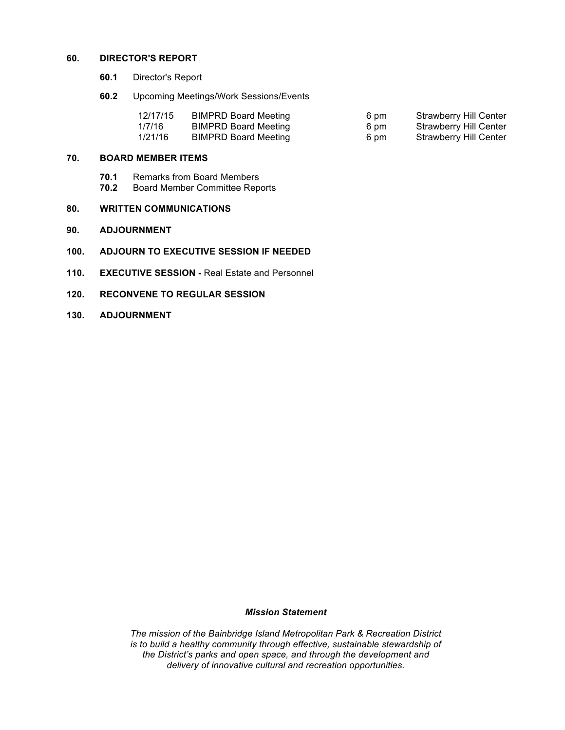**60. DIRECTOR'S REPORT**

**60.1** Director's Report

**60.2** Upcoming Meetings/Work Sessions/Events

| | | | |
|---|---|---|---|
| 12/17/15 | BIMPRD Board Meeting | 6 pm | Strawberry Hill Center |
| 1/7/16 | BIMPRD Board Meeting | 6 pm | Strawberry Hill Center |
| 1/21/16 | BIMPRD Board Meeting | 6 pm | Strawberry Hill Center |

**70. BOARD MEMBER ITEMS**

**70.1** Remarks from Board Members
**70.2** Board Member Committee Reports

**80. WRITTEN COMMUNICATIONS**

**90. ADJOURNMENT**

**100. ADJOURN TO EXECUTIVE SESSION IF NEEDED**

**110. EXECUTIVE SESSION -** Real Estate and Personnel

**120. RECONVENE TO REGULAR SESSION**

**130. ADJOURNMENT**

***Mission Statement***

*The mission of the Bainbridge Island Metropolitan Park & Recreation District is to build a healthy community through effective, sustainable stewardship of the District's parks and open space, and through the development and delivery of innovative cultural and recreation opportunities.*